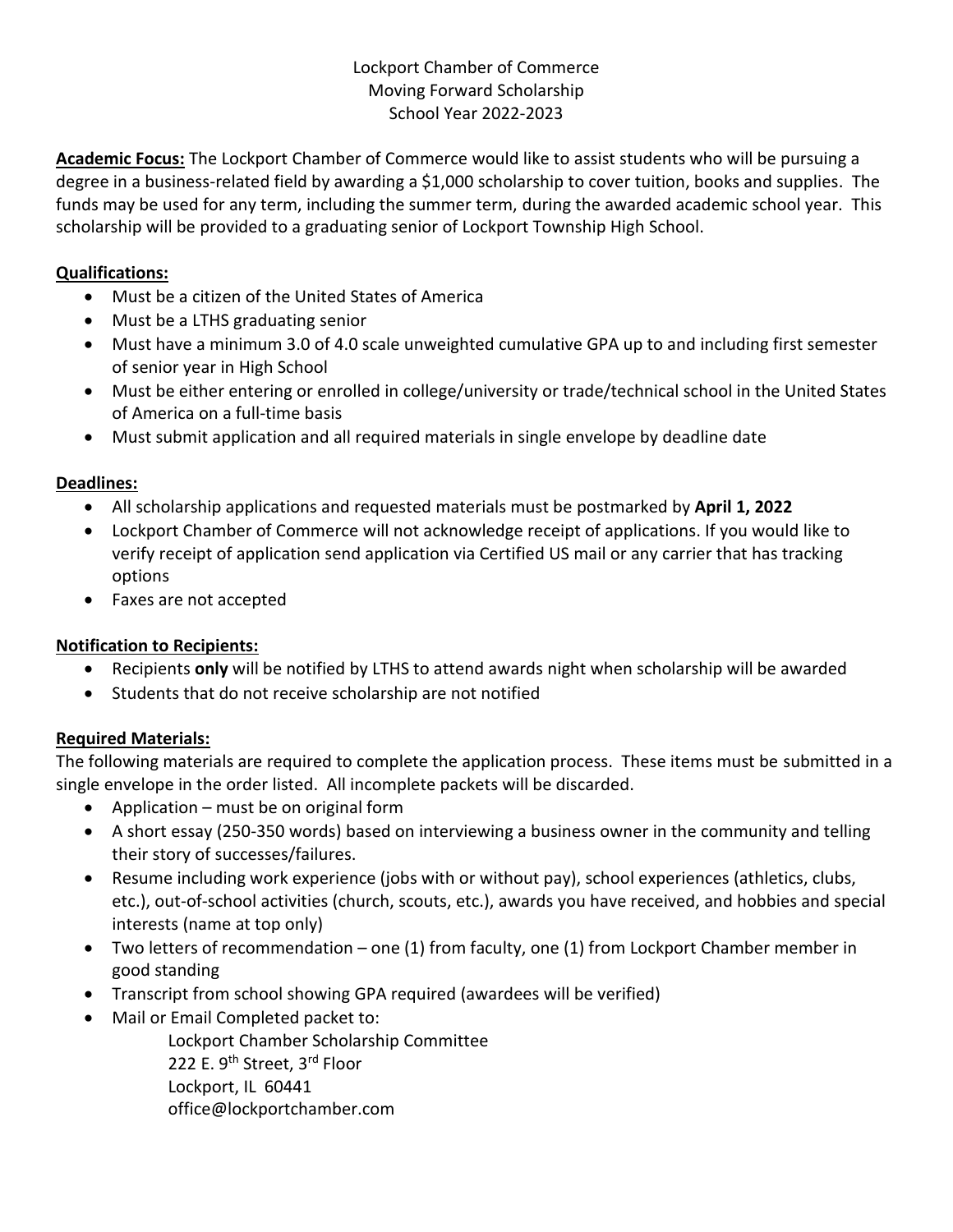# Lockport Chamber of Commerce
# Moving Forward Scholarship
# School Year 2022-2023

**Academic Focus:** The Lockport Chamber of Commerce would like to assist students who will be pursuing a degree in a business-related field by awarding a $1,000 scholarship to cover tuition, books and supplies. The funds may be used for any term, including the summer term, during the awarded academic school year. This scholarship will be provided to a graduating senior of Lockport Township High School.

## Qualifications:

- Must be a citizen of the United States of America
- Must be a LTHS graduating senior
- Must have a minimum 3.0 of 4.0 scale unweighted cumulative GPA up to and including first semester of senior year in High School
- Must be either entering or enrolled in college/university or trade/technical school in the United States of America on a full-time basis
- Must submit application and all required materials in single envelope by deadline date

## Deadlines:

- All scholarship applications and requested materials must be postmarked by **April 1, 2022**
- Lockport Chamber of Commerce will not acknowledge receipt of applications. If you would like to verify receipt of application send application via Certified US mail or any carrier that has tracking options
- Faxes are not accepted

## Notification to Recipients:

- Recipients **only** will be notified by LTHS to attend awards night when scholarship will be awarded
- Students that do not receive scholarship are not notified

## Required Materials:

The following materials are required to complete the application process. These items must be submitted in a single envelope in the order listed. All incomplete packets will be discarded.

- Application – must be on original form
- A short essay (250-350 words) based on interviewing a business owner in the community and telling their story of successes/failures.
- Resume including work experience (jobs with or without pay), school experiences (athletics, clubs, etc.), out-of-school activities (church, scouts, etc.), awards you have received, and hobbies and special interests (name at top only)
- Two letters of recommendation – one (1) from faculty, one (1) from Lockport Chamber member in good standing
- Transcript from school showing GPA required (awardees will be verified)
- Mail or Email Completed packet to:

  Lockport Chamber Scholarship Committee
  222 E. 9th Street, 3rd Floor
  Lockport, IL 60441
  office@lockportchamber.com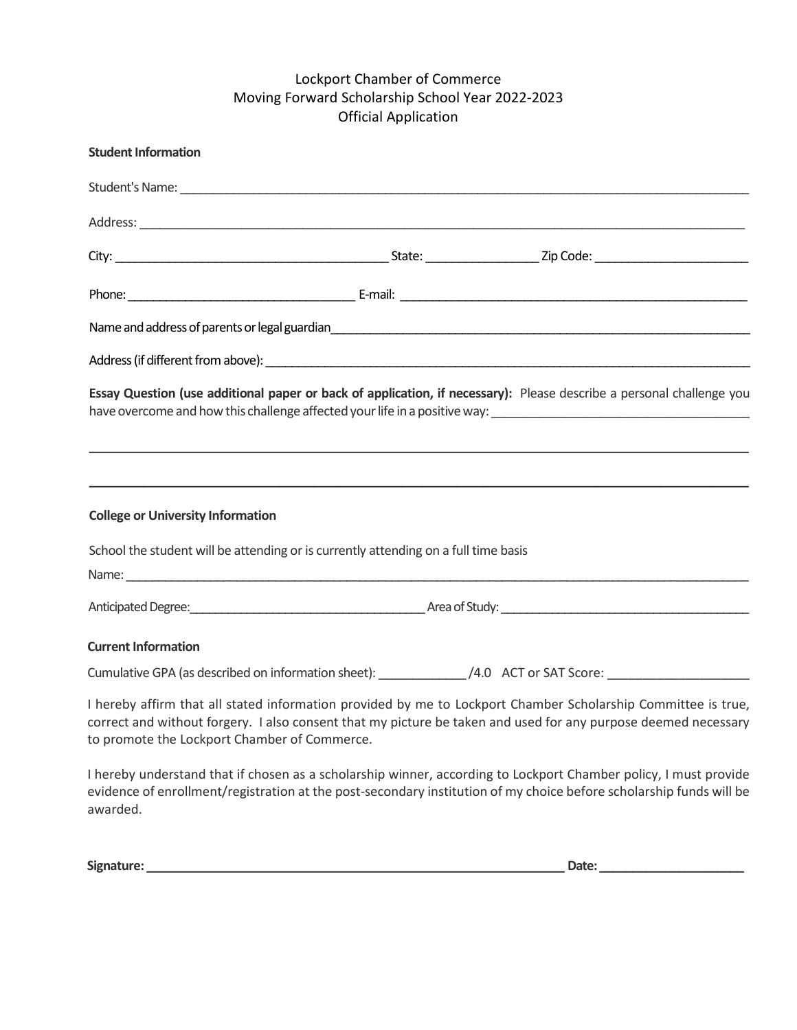Lockport Chamber of Commerce
Moving Forward Scholarship School Year 2022-2023
Official Application

**Student Information**

Student's Name: ______________________________________________________________________________

Address: ______________________________________________________________________________

City: ____________________________________ State: _______________ Zip Code: _____________________

Phone: _______________________________ E-mail: _______________________________________________

Name and address of parents or legal guardian_______________________________________________________

Address (if different from above): _________________________________________________________________

**Essay Question (use additional paper or back of application, if necessary):** Please describe a personal challenge you have overcome and how this challenge affected your life in a positive way: ___________________________________

______________________________________________________________________________

______________________________________________________________________________

**College or University Information**

School the student will be attending or is currently attending on a full time basis

Name: ______________________________________________________________________________

Anticipated Degree:________________________________ Area of Study: ___________________________________

**Current Information**

Cumulative GPA (as described on information sheet): ___________ /4.0 ACT or SAT Score: ___________________

I hereby affirm that all stated information provided by me to Lockport Chamber Scholarship Committee is true, correct and without forgery. I also consent that my picture be taken and used for any purpose deemed necessary to promote the Lockport Chamber of Commerce.

I hereby understand that if chosen as a scholarship winner, according to Lockport Chamber policy, I must provide evidence of enrollment/registration at the post-secondary institution of my choice before scholarship funds will be awarded.

**Signature:** ________________________________________________________ **Date:** ____________________